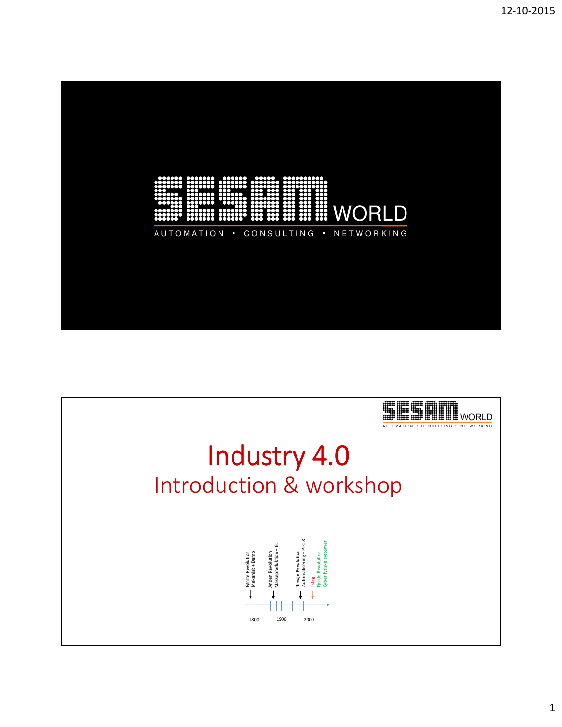SESAM WORLD

AUTOMATION • CONSULTING • NETWORKING

---

SESAM WORLD

AUTOMATION • CONSULTING • NETWORKING

# Industry 4.0

## Introduction & workshop

Første Revolution
Mekanisk + Damp

Anden Revolution
Masseproduktion + EL

Tredje Revolution
Automatisering + PLC & IT

I dag

Fjerde Revolution
Cyber fysiske systemer

1800 1900 2000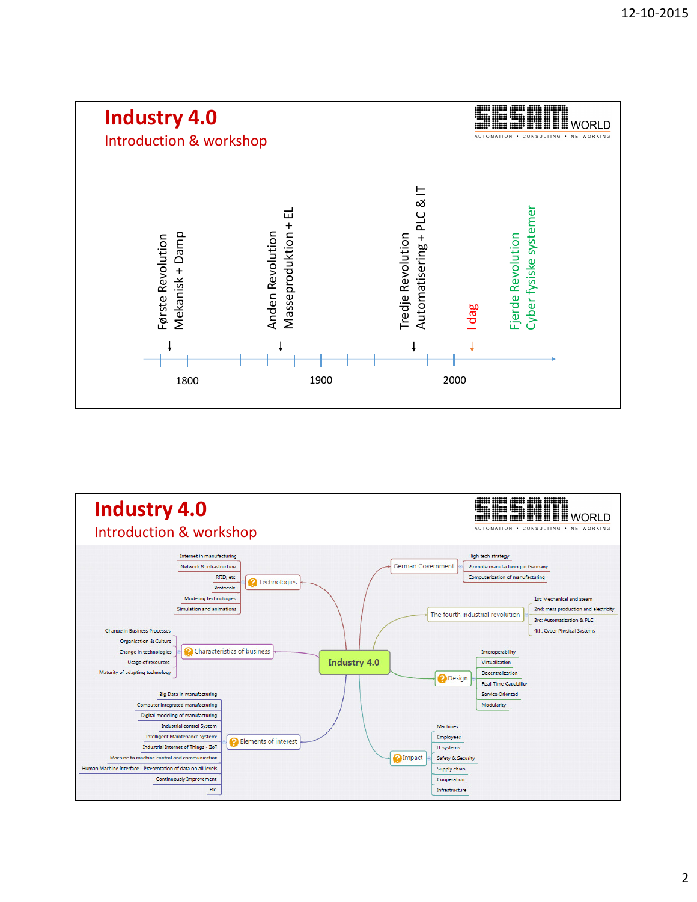# Industry 4.0

## Introduction & workshop

SESAM WORLD
AUTOMATION • CONSULTING • NETWORKING

- Første Revolution – Mekanisk + Damp
- Anden Revolution – Masseproduktion + EL
- Tredje Revolution – Automatisering + PLC & IT
- I dag
- Fjerde Revolution – Cyber fysiske systemer

1800 — 1900 — 2000

# Industry 4.0

## Introduction & workshop

SESAM WORLD
AUTOMATION • CONSULTING • NETWORKING

**Industry 4.0**

- Technologies
  - Internet in manufacturing
  - Network & infrastructure
  - RFID, etc
  - Protocols
  - Modeling technologies
  - Simulation and animations
- Characteristics of business
  - Change in Business Processes
  - Organization & Culture
  - Change in technologies
  - Usage of resources
  - Maturity of adapting technology
- Elements of interest
  - Big Data in manufacturing
  - Computer integrated manufacturing
  - Digital modeling of manufacturing
  - Industrial control System
  - Intelligent Maintenance System:
  - Industrial Internet of Things - IIoT
  - Machine to machine control and communication
  - Human Machine Interface - Presentation of data on all levels
  - Continuously Improvement
  - Etc
- German Government
  - High tech strategy
  - Promote manufacturing in Germany
  - Computerization of manufacturing
- The fourth industrial revolution
  - 1st: Mechanical and steam
  - 2nd: mass production and electricity
  - 3rd: Automatization & PLC
  - 4th: Cyber Physical Systems
- Design
  - Interoperability
  - Virtualization
  - Decentralization
  - Real-Time Capability
  - Service Oriented
  - Modularity
- Impact
  - Machines
  - Employees
  - IT systems
  - Safety & Security
  - Supply chain
  - Cooperation
  - Infrastructure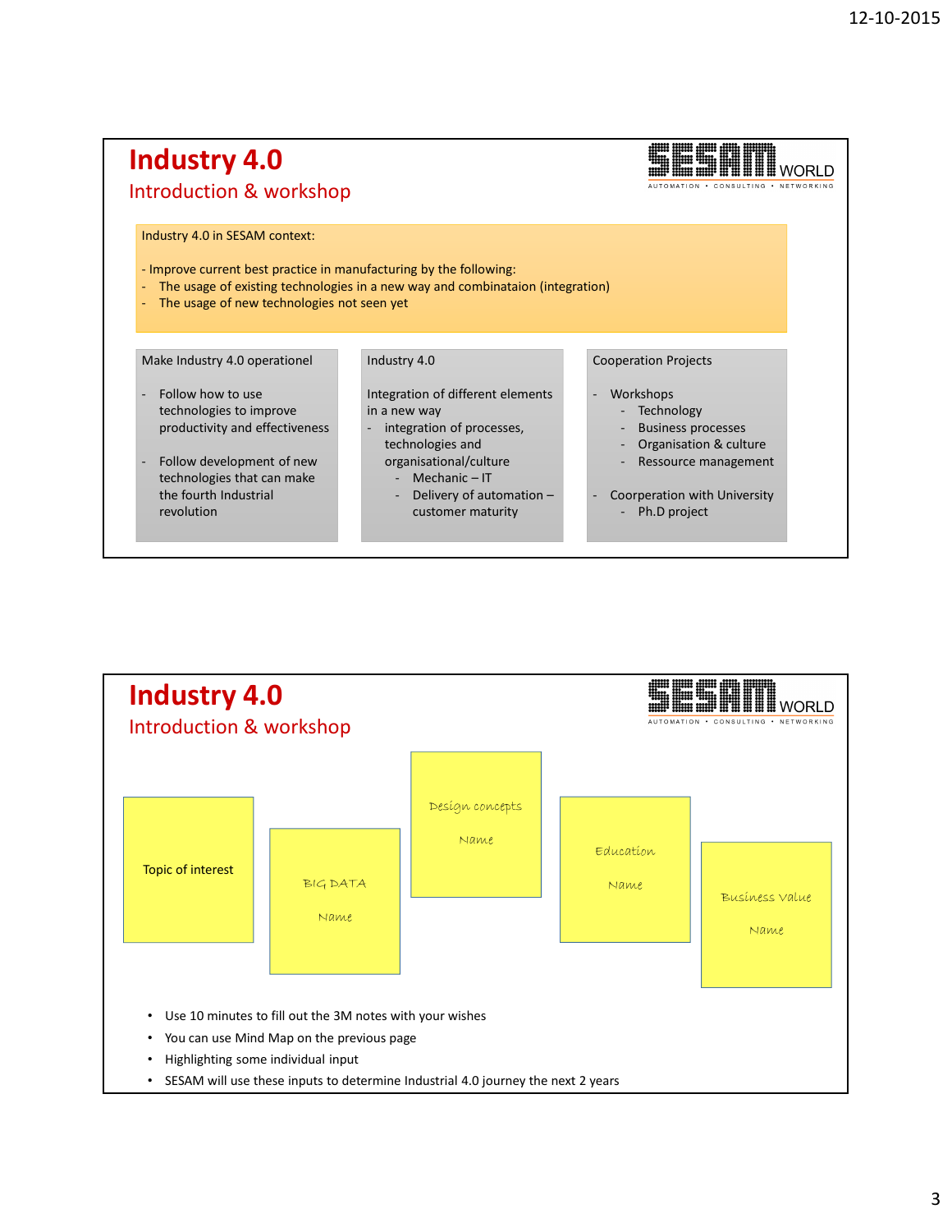# Industry 4.0

## Introduction & workshop

SESAM WORLD
AUTOMATION • CONSULTING • NETWORKING

Industry 4.0 in SESAM context:

- Improve current best practice in manufacturing by the following:
- The usage of existing technologies in a new way and combinataion (integration)
- The usage of new technologies not seen yet

**Make Industry 4.0 operationel**

- Follow how to use technologies to improve productivity and effectiveness
- Follow development of new technologies that can make the fourth Industrial revolution

**Industry 4.0**

Integration of different elements in a new way

- integration of processes, technologies and organisational/culture
  - Mechanic – IT
  - Delivery of automation – customer maturity

**Cooperation Projects**

- Workshops
  - Technology
  - Business processes
  - Organisation & culture
  - Ressource management
- Coorperation with University
  - Ph.D project

# Industry 4.0

## Introduction & workshop

SESAM WORLD
AUTOMATION • CONSULTING • NETWORKING

Topic of interest

BIG DATA
Name

Design concepts
Name

Education
Name

Business Value
Name

- Use 10 minutes to fill out the 3M notes with your wishes
- You can use Mind Map on the previous page
- Highlighting some individual input
- SESAM will use these inputs to determine Industrial 4.0 journey the next 2 years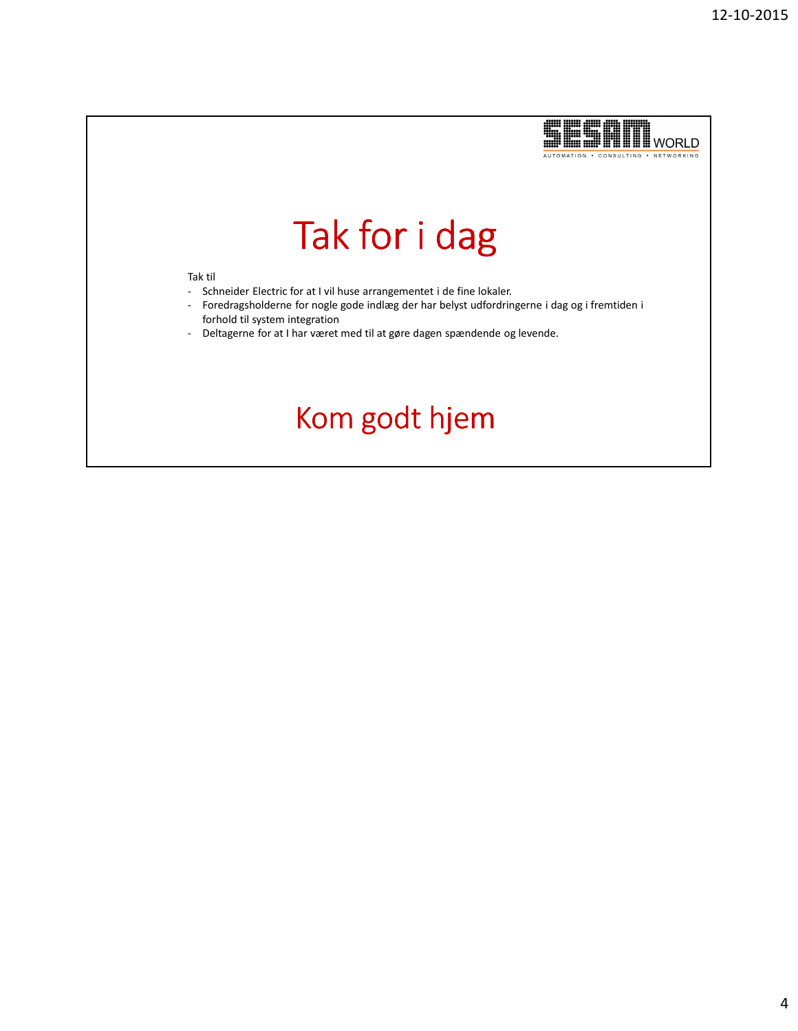SESAM WORLD
AUTOMATION • CONSULTING • NETWORKING

# Tak for i dag

Tak til

- Schneider Electric for at I vil huse arrangementet i de fine lokaler.
- Foredragsholderne for nogle gode indlæg der har belyst udfordringerne i dag og i fremtiden i forhold til system integration
- Deltagerne for at I har været med til at gøre dagen spændende og levende.

## Kom godt hjem